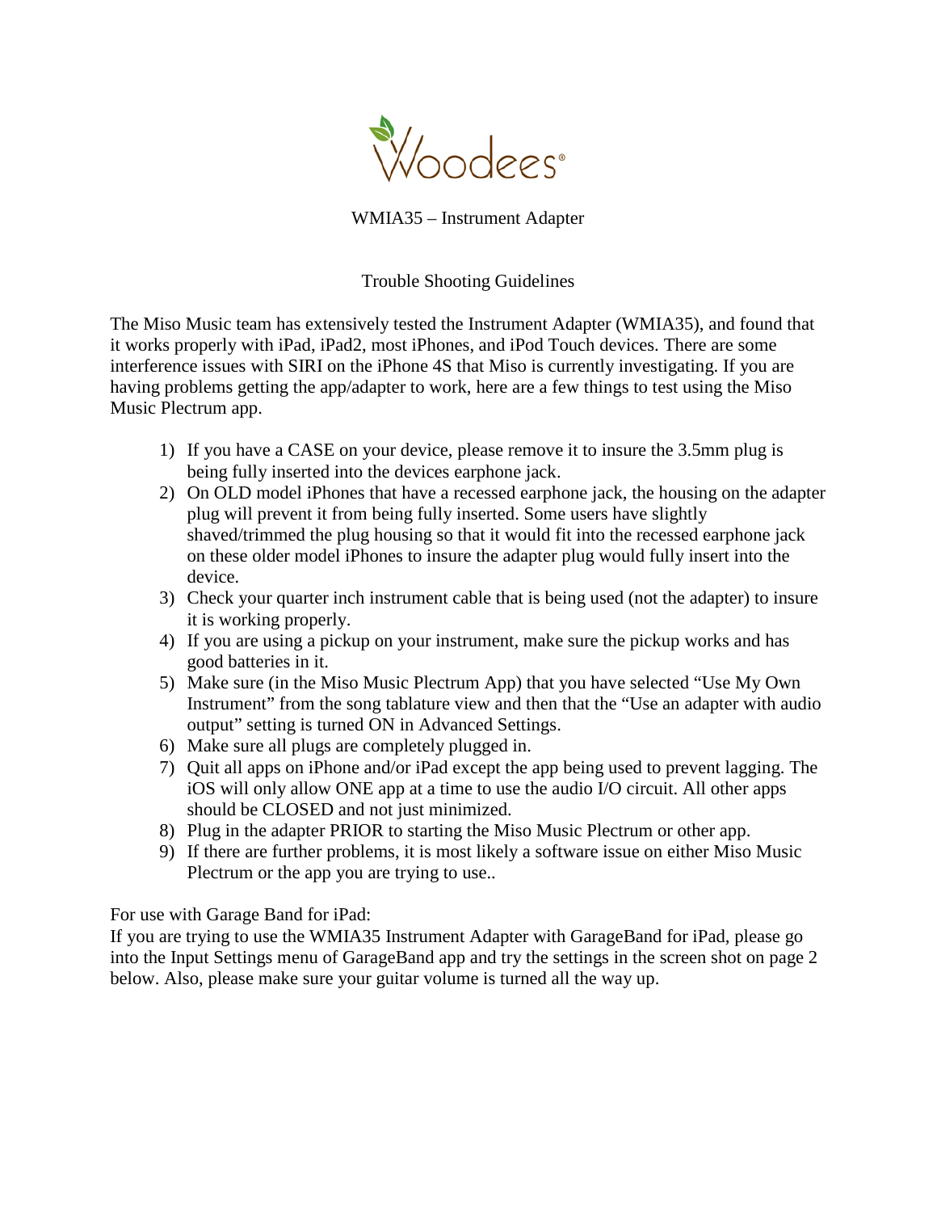Woodees®

# WMIA35 – Instrument Adapter

## Trouble Shooting Guidelines

The Miso Music team has extensively tested the Instrument Adapter (WMIA35), and found that it works properly with iPad, iPad2, most iPhones, and iPod Touch devices. There are some interference issues with SIRI on the iPhone 4S that Miso is currently investigating. If you are having problems getting the app/adapter to work, here are a few things to test using the Miso Music Plectrum app.

1) If you have a CASE on your device, please remove it to insure the 3.5mm plug is being fully inserted into the devices earphone jack.
2) On OLD model iPhones that have a recessed earphone jack, the housing on the adapter plug will prevent it from being fully inserted. Some users have slightly shaved/trimmed the plug housing so that it would fit into the recessed earphone jack on these older model iPhones to insure the adapter plug would fully insert into the device.
3) Check your quarter inch instrument cable that is being used (not the adapter) to insure it is working properly.
4) If you are using a pickup on your instrument, make sure the pickup works and has good batteries in it.
5) Make sure (in the Miso Music Plectrum App) that you have selected "Use My Own Instrument" from the song tablature view and then that the "Use an adapter with audio output" setting is turned ON in Advanced Settings.
6) Make sure all plugs are completely plugged in.
7) Quit all apps on iPhone and/or iPad except the app being used to prevent lagging. The iOS will only allow ONE app at a time to use the audio I/O circuit. All other apps should be CLOSED and not just minimized.
8) Plug in the adapter PRIOR to starting the Miso Music Plectrum or other app.
9) If there are further problems, it is most likely a software issue on either Miso Music Plectrum or the app you are trying to use..

For use with Garage Band for iPad:
If you are trying to use the WMIA35 Instrument Adapter with GarageBand for iPad, please go into the Input Settings menu of GarageBand app and try the settings in the screen shot on page 2 below. Also, please make sure your guitar volume is turned all the way up.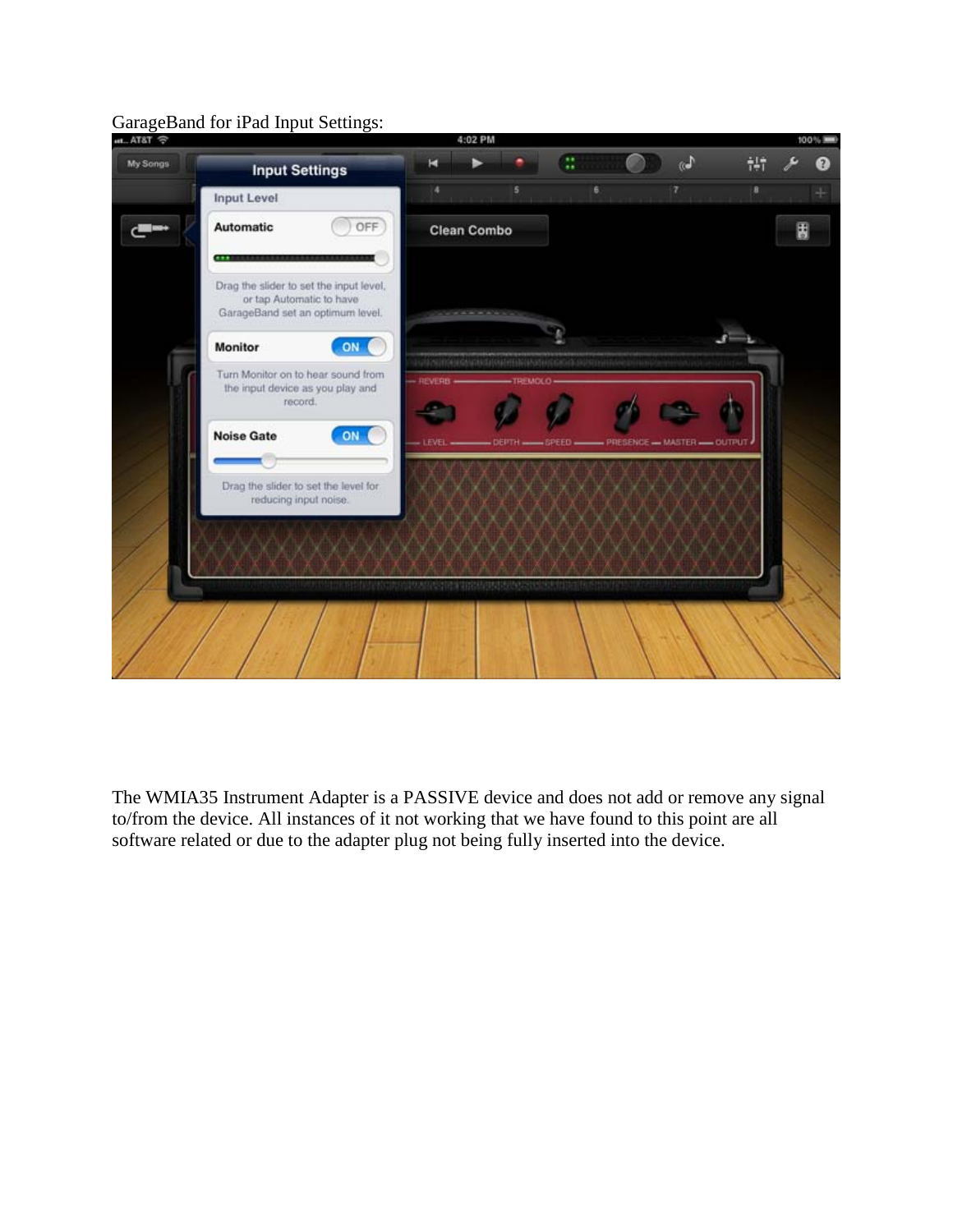GarageBand for iPad Input Settings:

The WMIA35 Instrument Adapter is a PASSIVE device and does not add or remove any signal to/from the device. All instances of it not working that we have found to this point are all software related or due to the adapter plug not being fully inserted into the device.